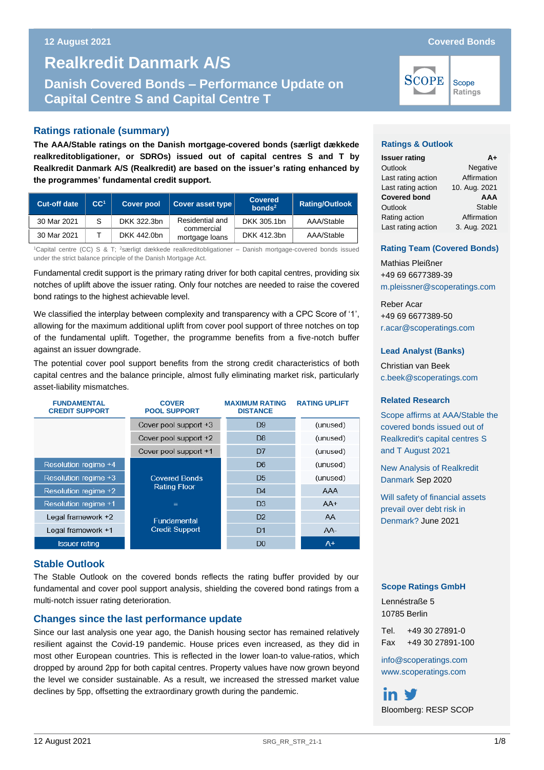# Realkredit Danmark A/S

## Danish Covered Bonds – Performance Update on Capital Centre S and Capital Centre T

12 August 2021 — Covered Bonds

## Ratings rationale (summary)

**The AAA/Stable ratings on the Danish mortgage-covered bonds (særligt dækkede realkreditobligationer, or SDROs) issued out of capital centres S and T by Realkredit Danmark A/S (Realkredit) are based on the issuer's rating enhanced by the programmes' fundamental credit support.**

| Cut-off date | CC[1] | Cover pool | Cover asset type | Covered bonds[2] | Rating/Outlook |
|---|---|---|---|---|---|
| 30 Mar 2021 | S | DKK 322.3bn | Residential and commercial mortgage loans | DKK 305.1bn | AAA/Stable |
| 30 Mar 2021 | T | DKK 442.0bn | | DKK 412.3bn | AAA/Stable |

[1]Capital centre (CC) S & T; [2]særligt dækkede realkreditobligationer – Danish mortgage-covered bonds issued under the strict balance principle of the Danish Mortgage Act.

Fundamental credit support is the primary rating driver for both capital centres, providing six notches of uplift above the issuer rating. Only four notches are needed to raise the covered bond ratings to the highest achievable level.

We classified the interplay between complexity and transparency with a CPC Score of '1', allowing for the maximum additional uplift from cover pool support of three notches on top of the fundamental uplift. Together, the programme benefits from a five-notch buffer against an issuer downgrade.

The potential cover pool support benefits from the strong credit characteristics of both capital centres and the balance principle, almost fully eliminating market risk, particularly asset-liability mismatches.

| FUNDAMENTAL CREDIT SUPPORT | COVER POOL SUPPORT | MAXIMUM RATING DISTANCE | RATING UPLIFT |
|---|---|---|---|
| | Cover pool support +3 | D9 | (unused) |
| | Cover pool support +2 | D8 | (unused) |
| | Cover pool support +1 | D7 | (unused) |
| Resolution regime +4 | Covered Bonds Rating Floor | D6 | (unused) |
| Resolution regime +3 | | D5 | (unused) |
| Resolution regime +2 | | D4 | AAA |
| Resolution regime +1 | = | D3 | AA+ |
| Legal framework +2 | Fundamental Credit Support | D2 | AA |
| Legal framework +1 | | D1 | AA- |
| Issuer rating | | D0 | A+ |

## Stable Outlook

The Stable Outlook on the covered bonds reflects the rating buffer provided by our fundamental and cover pool support analysis, shielding the covered bond ratings from a multi-notch issuer rating deterioration.

## Changes since the last performance update

Since our last analysis one year ago, the Danish housing sector has remained relatively resilient against the Covid-19 pandemic. House prices even increased, as they did in most other European countries. This is reflected in the lower loan-to value-ratios, which dropped by around 2pp for both capital centres. Property values have now grown beyond the level we consider sustainable. As a result, we increased the stressed market value declines by 5pp, offsetting the extraordinary growth during the pandemic.

### Ratings & Outlook

| | |
|---|---|
| **Issuer rating** | **A+** |
| Outlook | Negative |
| Last rating action | Affirmation |
| Last rating action | 10. Aug. 2021 |
| **Covered bond** | **AAA** |
| Outlook | Stable |
| Rating action | Affirmation |
| Last rating action | 3. Aug. 2021 |

### Rating Team (Covered Bonds)

Mathias Pleißner
+49 69 6677389-39
m.pleissner@scoperatings.com

Reber Acar
+49 69 6677389-50
r.acar@scoperatings.com

### Lead Analyst (Banks)

Christian van Beek
c.beek@scoperatings.com

### Related Research

Scope affirms at AAA/Stable the covered bonds issued out of Realkredit's capital centres S and T August 2021

New Analysis of Realkredit Danmark Sep 2020

Will safety of financial assets prevail over debt risk in Denmark? June 2021

### Scope Ratings GmbH

Lennéstraße 5
10785 Berlin

Tel. +49 30 27891-0
Fax +49 30 27891-100

info@scoperatings.com
www.scoperatings.com

Bloomberg: RESP SCOP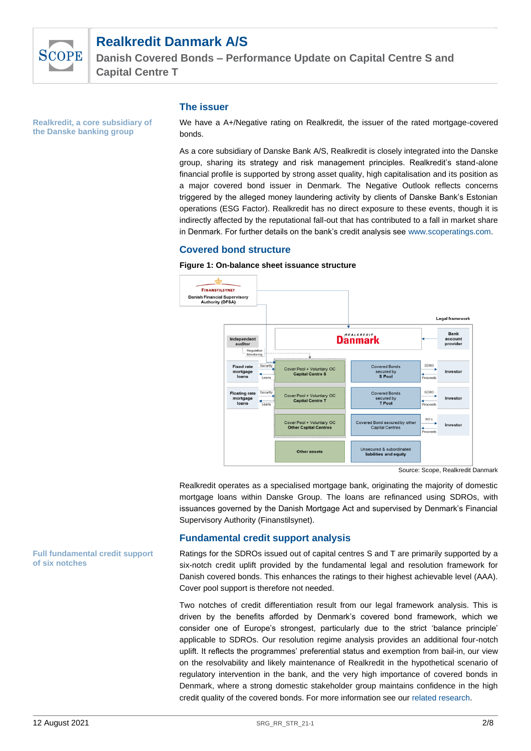## The issuer

**Realkredit, a core subsidiary of the Danske banking group**

We have a A+/Negative rating on Realkredit, the issuer of the rated mortgage-covered bonds.

As a core subsidiary of Danske Bank A/S, Realkredit is closely integrated into the Danske group, sharing its strategy and risk management principles. Realkredit's stand-alone financial profile is supported by strong asset quality, high capitalisation and its position as a major covered bond issuer in Denmark. The Negative Outlook reflects concerns triggered by the alleged money laundering activity by clients of Danske Bank's Estonian operations (ESG Factor). Realkredit has no direct exposure to these events, though it is indirectly affected by the reputational fall-out that has contributed to a fall in market share in Denmark. For further details on the bank's credit analysis see www.scoperatings.com.

## Covered bond structure

**Figure 1: On-balance sheet issuance structure**

Source: Scope, Realkredit Danmark

Realkredit operates as a specialised mortgage bank, originating the majority of domestic mortgage loans within Danske Group. The loans are refinanced using SDROs, with issuances governed by the Danish Mortgage Act and supervised by Denmark's Financial Supervisory Authority (Finanstilsynet).

## Fundamental credit support analysis

**Full fundamental credit support of six notches**

Ratings for the SDROs issued out of capital centres S and T are primarily supported by a six-notch credit uplift provided by the fundamental legal and resolution framework for Danish covered bonds. This enhances the ratings to their highest achievable level (AAA). Cover pool support is therefore not needed.

Two notches of credit differentiation result from our legal framework analysis. This is driven by the benefits afforded by Denmark's covered bond framework, which we consider one of Europe's strongest, particularly due to the strict 'balance principle' applicable to SDROs. Our resolution regime analysis provides an additional four-notch uplift. It reflects the programmes' preferential status and exemption from bail-in, our view on the resolvability and likely maintenance of Realkredit in the hypothetical scenario of regulatory intervention in the bank, and the very high importance of covered bonds in Denmark, where a strong domestic stakeholder group maintains confidence in the high credit quality of the covered bonds. For more information see our related research.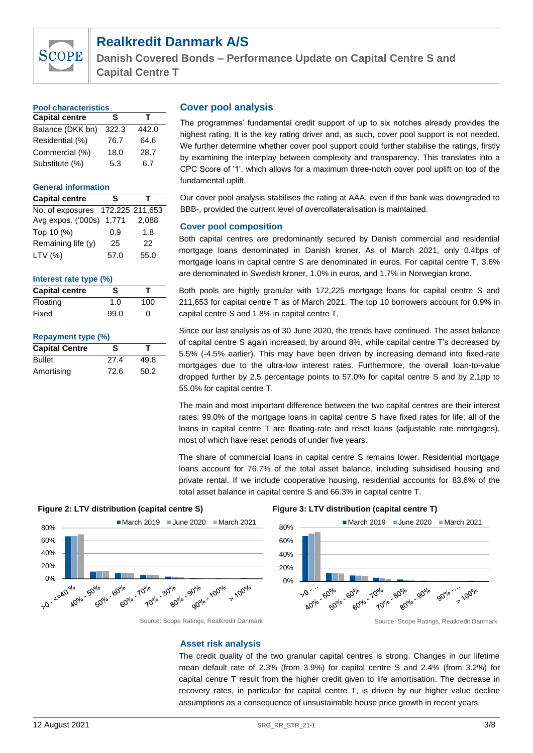### Pool characteristics

| Capital centre | S | T |
|---|---|---|
| Balance (DKK bn) | 322.3 | 442.0 |
| Residential (%) | 76.7 | 64.6 |
| Commercial (%) | 18.0 | 28.7 |
| Substitute (%) | 5.3 | 6.7 |

### General information

| Capital centre | S | T |
|---|---|---|
| No. of exposures | 172.225 | 211,653 |
| Avg expos. ('000s) | 1,771 | 2,088 |
| Top 10 (%) | 0.9 | 1.8 |
| Remaining life (y) | 25 | 22 |
| LTV (%) | 57.0 | 55.0 |

### Interest rate type (%)

| Capital centre | S | T |
|---|---|---|
| Floating | 1.0 | 100 |
| Fixed | 99.0 | 0 |

### Repayment type (%)

| Capital Centre | S | T |
|---|---|---|
| Bullet | 27.4 | 49.8 |
| Amortising | 72.6 | 50.2 |

## Cover pool analysis

The programmes' fundamental credit support of up to six notches already provides the highest rating. It is the key rating driver and, as such, cover pool support is not needed. We further determine whether cover pool support could further stabilise the ratings, firstly by examining the interplay between complexity and transparency. This translates into a CPC Score of '1', which allows for a maximum three-notch cover pool uplift on top of the fundamental uplift.

Our cover pool analysis stabilises the rating at AAA, even if the bank was downgraded to BBB-, provided the current level of overcollateralisation is maintained.

### Cover pool composition

Both capital centres are predominantly secured by Danish commercial and residential mortgage loans denominated in Danish kroner. As of March 2021, only 0.4bps of mortgage loans in capital centre S are denominated in euros. For capital centre T, 3.6% are denominated in Swedish kroner, 1.0% in euros, and 1.7% in Norwegian krone.

Both pools are highly granular with 172,225 mortgage loans for capital centre S and 211,653 for capital centre T as of March 2021. The top 10 borrowers account for 0.9% in capital centre S and 1.8% in capital centre T.

Since our last analysis as of 30 June 2020, the trends have continued. The asset balance of capital centre S again increased, by around 8%, while capital centre T's decreased by 5.5% (-4.5% earlier). This may have been driven by increasing demand into fixed-rate mortgages due to the ultra-low interest rates. Furthermore, the overall loan-to-value dropped further by 2.5 percentage points to 57.0% for capital centre S and by 2.1pp to 55.0% for capital centre T.

The main and most important difference between the two capital centres are their interest rates: 99.0% of the mortgage loans in capital centre S have fixed rates for life; all of the loans in capital centre T are floating-rate and reset loans (adjustable rate mortgages), most of which have reset periods of under five years.

The share of commercial loans in capital centre S remains lower. Residential mortgage loans account for 76.7% of the total asset balance, including subsidised housing and private rental. If we include cooperative housing, residential accounts for 83.6% of the total asset balance in capital centre S and 66.3% in capital centre T.

**Figure 2: LTV distribution (capital centre S)**

Source: Scope Ratings, Realkredit Danmark

**Figure 3: LTV distribution (capital centre T)**

Source: Scope Ratings, Realkredit Danmark

### Asset risk analysis

The credit quality of the two granular capital centres is strong. Changes in our lifetime mean default rate of 2.3% (from 3.9%) for capital centre S and 2.4% (from 3.2%) for capital centre T result from the higher credit given to life amortisation. The decrease in recovery rates, in particular for capital centre T, is driven by our higher value decline assumptions as a consequence of unsustainable house price growth in recent years.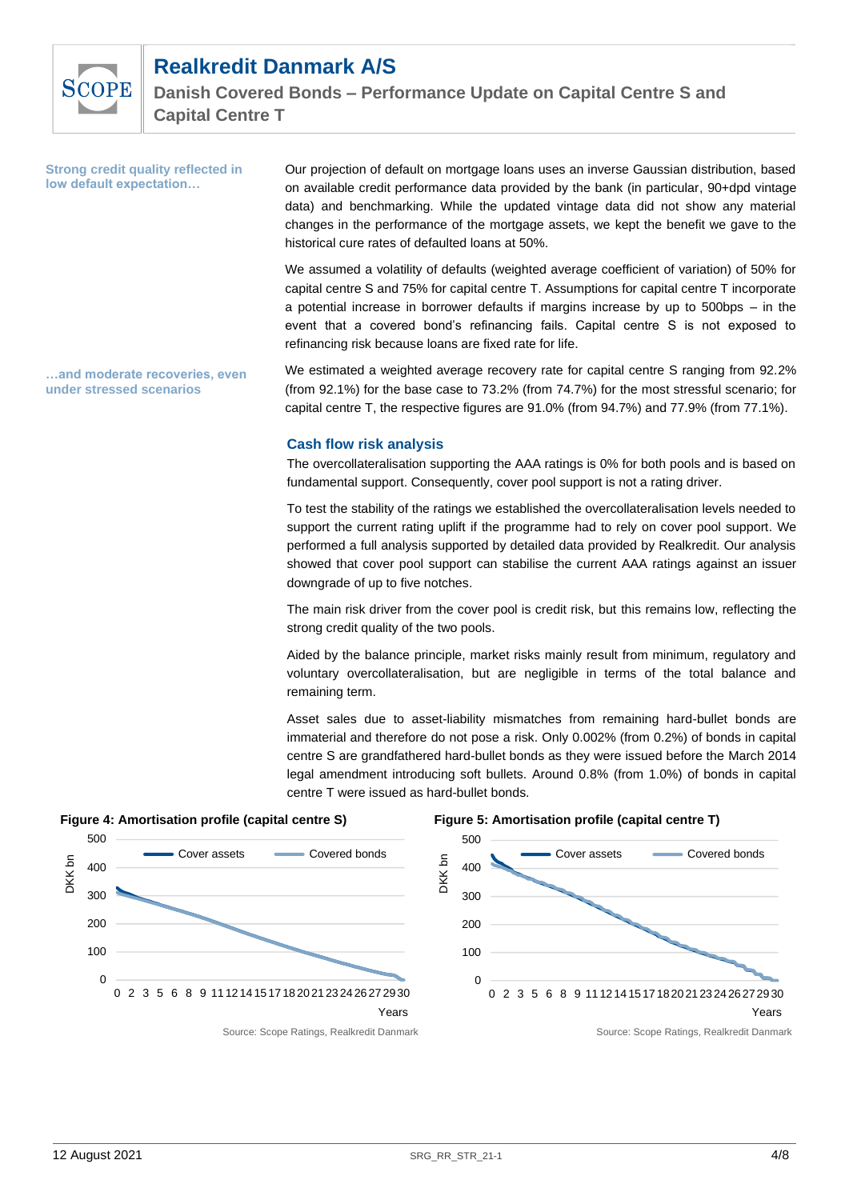**Strong credit quality reflected in low default expectation…**

Our projection of default on mortgage loans uses an inverse Gaussian distribution, based on available credit performance data provided by the bank (in particular, 90+dpd vintage data) and benchmarking. While the updated vintage data did not show any material changes in the performance of the mortgage assets, we kept the benefit we gave to the historical cure rates of defaulted loans at 50%.

We assumed a volatility of defaults (weighted average coefficient of variation) of 50% for capital centre S and 75% for capital centre T. Assumptions for capital centre T incorporate a potential increase in borrower defaults if margins increase by up to 500bps – in the event that a covered bond's refinancing fails. Capital centre S is not exposed to refinancing risk because loans are fixed rate for life.

**…and moderate recoveries, even under stressed scenarios**

We estimated a weighted average recovery rate for capital centre S ranging from 92.2% (from 92.1%) for the base case to 73.2% (from 74.7%) for the most stressful scenario; for capital centre T, the respective figures are 91.0% (from 94.7%) and 77.9% (from 77.1%).

### Cash flow risk analysis

The overcollateralisation supporting the AAA ratings is 0% for both pools and is based on fundamental support. Consequently, cover pool support is not a rating driver.

To test the stability of the ratings we established the overcollateralisation levels needed to support the current rating uplift if the programme had to rely on cover pool support. We performed a full analysis supported by detailed data provided by Realkredit. Our analysis showed that cover pool support can stabilise the current AAA ratings against an issuer downgrade of up to five notches.

The main risk driver from the cover pool is credit risk, but this remains low, reflecting the strong credit quality of the two pools.

Aided by the balance principle, market risks mainly result from minimum, regulatory and voluntary overcollateralisation, but are negligible in terms of the total balance and remaining term.

Asset sales due to asset-liability mismatches from remaining hard-bullet bonds are immaterial and therefore do not pose a risk. Only 0.002% (from 0.2%) of bonds in capital centre S are grandfathered hard-bullet bonds as they were issued before the March 2014 legal amendment introducing soft bullets. Around 0.8% (from 1.0%) of bonds in capital centre T were issued as hard-bullet bonds.

**Figure 4: Amortisation profile (capital centre S)**

Source: Scope Ratings, Realkredit Danmark

**Figure 5: Amortisation profile (capital centre T)**

Source: Scope Ratings, Realkredit Danmark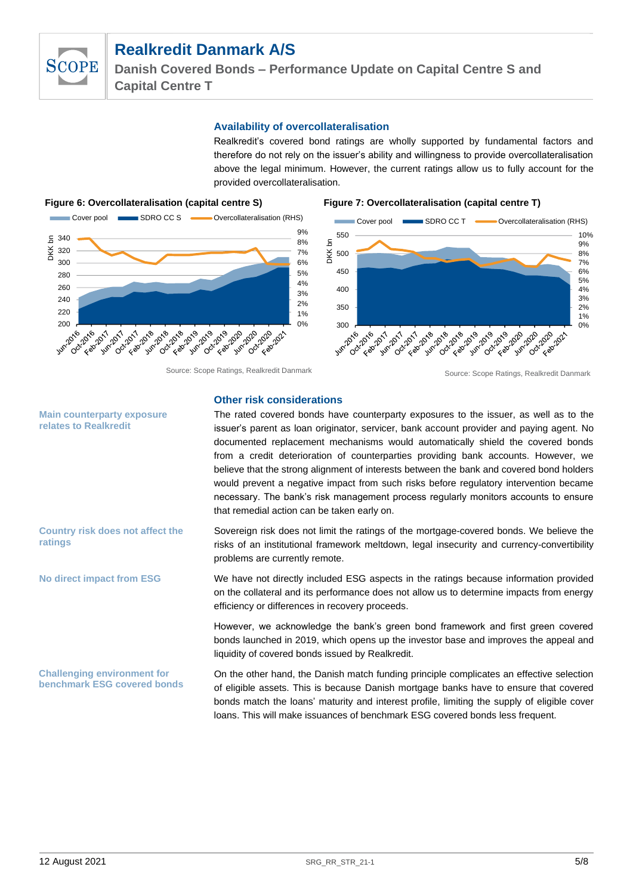## Availability of overcollateralisation

Realkredit's covered bond ratings are wholly supported by fundamental factors and therefore do not rely on the issuer's ability and willingness to provide overcollateralisation above the legal minimum. However, the current ratings allow us to fully account for the provided overcollateralisation.

**Figure 6: Overcollateralisation (capital centre S)**

Source: Scope Ratings, Realkredit Danmark

**Figure 7: Overcollateralisation (capital centre T)**

Source: Scope Ratings, Realkredit Danmark

## Other risk considerations

**Main counterparty exposure relates to Realkredit**

The rated covered bonds have counterparty exposures to the issuer, as well as to the issuer's parent as loan originator, servicer, bank account provider and paying agent. No documented replacement mechanisms would automatically shield the covered bonds from a credit deterioration of counterparties providing bank accounts. However, we believe that the strong alignment of interests between the bank and covered bond holders would prevent a negative impact from such risks before regulatory intervention became necessary. The bank's risk management process regularly monitors accounts to ensure that remedial action can be taken early on.

**Country risk does not affect the ratings**

Sovereign risk does not limit the ratings of the mortgage-covered bonds. We believe the risks of an institutional framework meltdown, legal insecurity and currency-convertibility problems are currently remote.

**No direct impact from ESG**

We have not directly included ESG aspects in the ratings because information provided on the collateral and its performance does not allow us to determine impacts from energy efficiency or differences in recovery proceeds.

However, we acknowledge the bank's green bond framework and first green covered bonds launched in 2019, which opens up the investor base and improves the appeal and liquidity of covered bonds issued by Realkredit.

**Challenging environment for benchmark ESG covered bonds**

On the other hand, the Danish match funding principle complicates an effective selection of eligible assets. This is because Danish mortgage banks have to ensure that covered bonds match the loans' maturity and interest profile, limiting the supply of eligible cover loans. This will make issuances of benchmark ESG covered bonds less frequent.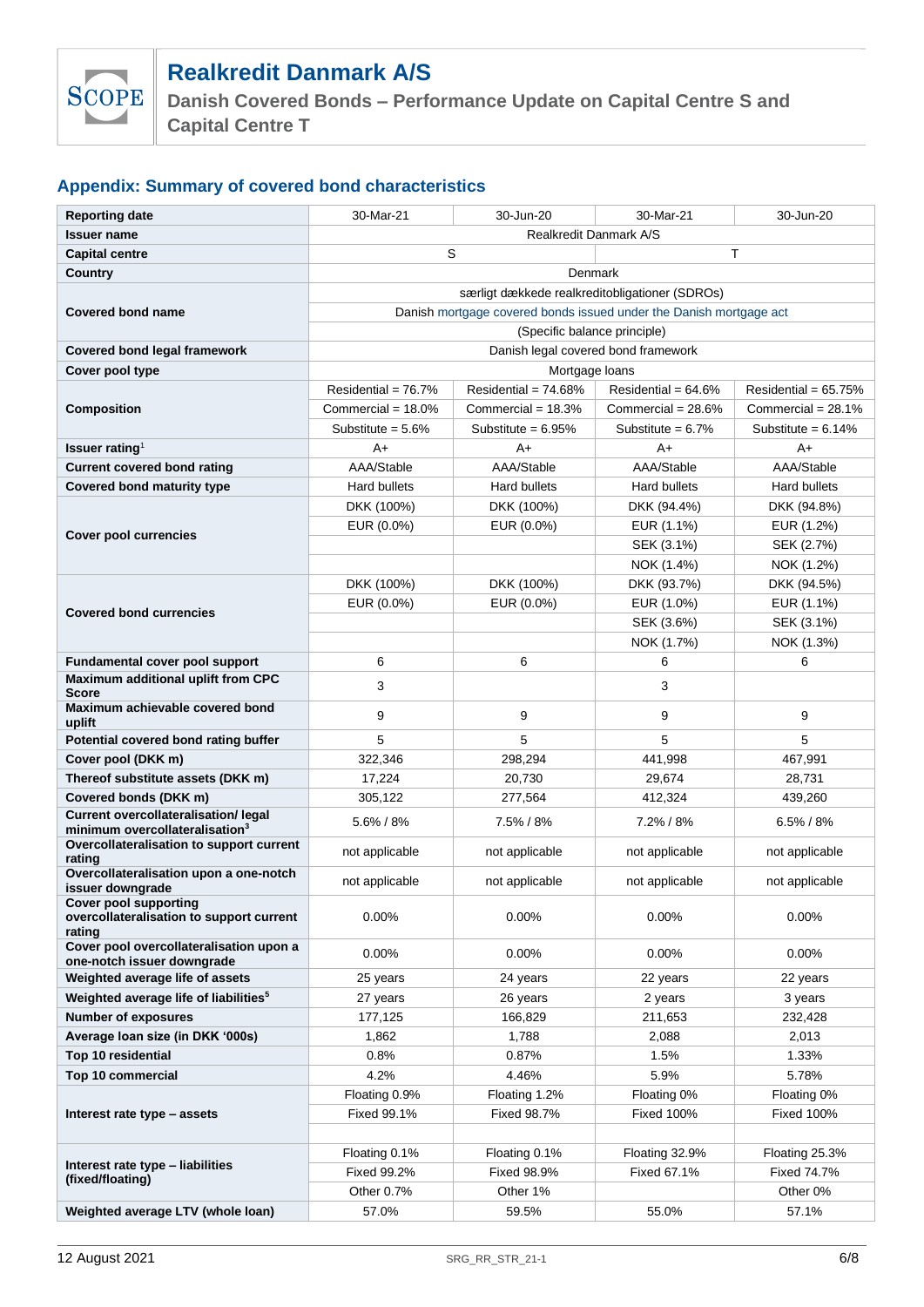## Appendix: Summary of covered bond characteristics

| Reporting date | 30-Mar-21 | 30-Jun-20 | 30-Mar-21 | 30-Jun-20 |
|---|---|---|---|---|
| **Issuer name** | Realkredit Danmark A/S | | | |
| **Capital centre** | S | | T | |
| **Country** | Denmark | | | |
| **Covered bond name** | særligt dækkede realkreditobligationer (SDROs) | | | |
| | Danish mortgage covered bonds issued under the Danish mortgage act | | | |
| | (Specific balance principle) | | | |
| **Covered bond legal framework** | Danish legal covered bond framework | | | |
| **Cover pool type** | Mortgage loans | | | |
| **Composition** | Residential = 76.7% | Residential = 74.68% | Residential = 64.6% | Residential = 65.75% |
| | Commercial = 18.0% | Commercial = 18.3% | Commercial = 28.6% | Commercial = 28.1% |
| | Substitute = 5.6% | Substitute = 6.95% | Substitute = 6.7% | Substitute = 6.14% |
| **Issuer rating**[1] | A+ | A+ | A+ | A+ |
| **Current covered bond rating** | AAA/Stable | AAA/Stable | AAA/Stable | AAA/Stable |
| **Covered bond maturity type** | Hard bullets | Hard bullets | Hard bullets | Hard bullets |
| **Cover pool currencies** | DKK (100%) | DKK (100%) | DKK (94.4%) | DKK (94.8%) |
| | EUR (0.0%) | EUR (0.0%) | EUR (1.1%) | EUR (1.2%) |
| | | | SEK (3.1%) | SEK (2.7%) |
| | | | NOK (1.4%) | NOK (1.2%) |
| **Covered bond currencies** | DKK (100%) | DKK (100%) | DKK (93.7%) | DKK (94.5%) |
| | EUR (0.0%) | EUR (0.0%) | EUR (1.0%) | EUR (1.1%) |
| | | | SEK (3.6%) | SEK (3.1%) |
| | | | NOK (1.7%) | NOK (1.3%) |
| **Fundamental cover pool support** | 6 | 6 | 6 | 6 |
| **Maximum additional uplift from CPC Score** | 3 | | 3 | |
| **Maximum achievable covered bond uplift** | 9 | 9 | 9 | 9 |
| **Potential covered bond rating buffer** | 5 | 5 | 5 | 5 |
| **Cover pool (DKK m)** | 322,346 | 298,294 | 441,998 | 467,991 |
| **Thereof substitute assets (DKK m)** | 17,224 | 20,730 | 29,674 | 28,731 |
| **Covered bonds (DKK m)** | 305,122 | 277,564 | 412,324 | 439,260 |
| **Current overcollateralisation/ legal minimum overcollateralisation**[3] | 5.6% / 8% | 7.5% / 8% | 7.2% / 8% | 6.5% / 8% |
| **Overcollateralisation to support current rating** | not applicable | not applicable | not applicable | not applicable |
| **Overcollateralisation upon a one-notch issuer downgrade** | not applicable | not applicable | not applicable | not applicable |
| **Cover pool supporting overcollateralisation to support current rating** | 0.00% | 0.00% | 0.00% | 0.00% |
| **Cover pool overcollateralisation upon a one-notch issuer downgrade** | 0.00% | 0.00% | 0.00% | 0.00% |
| **Weighted average life of assets** | 25 years | 24 years | 22 years | 22 years |
| **Weighted average life of liabilities**[5] | 27 years | 26 years | 2 years | 3 years |
| **Number of exposures** | 177,125 | 166,829 | 211,653 | 232,428 |
| **Average loan size (in DKK '000s)** | 1,862 | 1,788 | 2,088 | 2,013 |
| **Top 10 residential** | 0.8% | 0.87% | 1.5% | 1.33% |
| **Top 10 commercial** | 4.2% | 4.46% | 5.9% | 5.78% |
| **Interest rate type – assets** | Floating 0.9% | Floating 1.2% | Floating 0% | Floating 0% |
| | Fixed 99.1% | Fixed 98.7% | Fixed 100% | Fixed 100% |
| | | | | |
| **Interest rate type – liabilities (fixed/floating)** | Floating 0.1% | Floating 0.1% | Floating 32.9% | Floating 25.3% |
| | Fixed 99.2% | Fixed 98.9% | Fixed 67.1% | Fixed 74.7% |
| | Other 0.7% | Other 1% | | Other 0% |
| **Weighted average LTV (whole loan)** | 57.0% | 59.5% | 55.0% | 57.1% |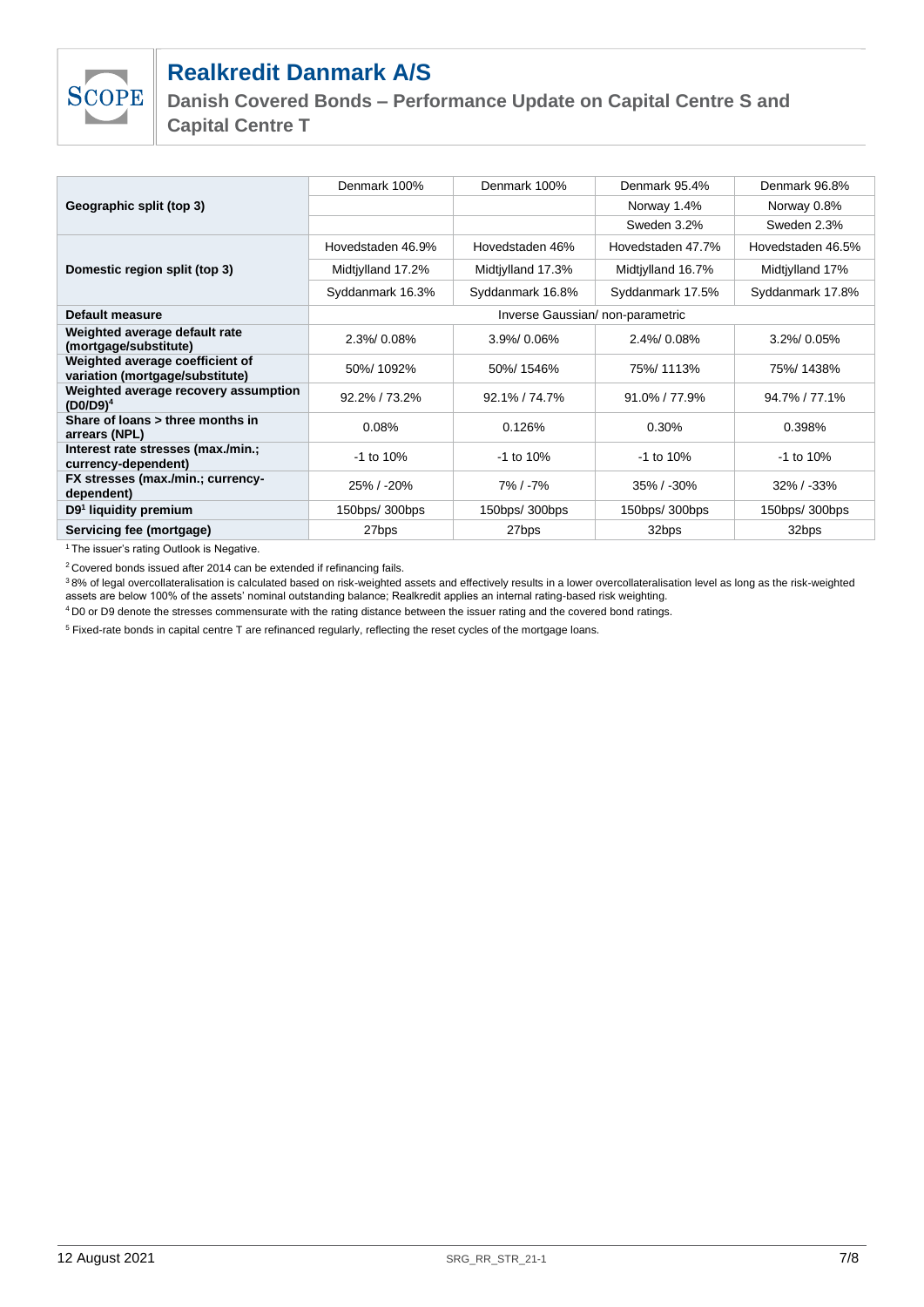| | | | | |
|---|---|---|---|---|
| **Geographic split (top 3)** | Denmark 100% | Denmark 100% | Denmark 95.4% | Denmark 96.8% |
| | | | Norway 1.4% | Norway 0.8% |
| | | | Sweden 3.2% | Sweden 2.3% |
| **Domestic region split (top 3)** | Hovedstaden 46.9% | Hovedstaden 46% | Hovedstaden 47.7% | Hovedstaden 46.5% |
| | Midtjylland 17.2% | Midtjylland 17.3% | Midtjylland 16.7% | Midtjylland 17% |
| | Syddanmark 16.3% | Syddanmark 16.8% | Syddanmark 17.5% | Syddanmark 17.8% |
| **Default measure** | Inverse Gaussian/ non-parametric | | | |
| **Weighted average default rate (mortgage/substitute)** | 2.3%/ 0.08% | 3.9%/ 0.06% | 2.4%/ 0.08% | 3.2%/ 0.05% |
| **Weighted average coefficient of variation (mortgage/substitute)** | 50%/ 1092% | 50%/ 1546% | 75%/ 1113% | 75%/ 1438% |
| **Weighted average recovery assumption (D0/D9)**[4] | 92.2% / 73.2% | 92.1% / 74.7% | 91.0% / 77.9% | 94.7% / 77.1% |
| **Share of loans > three months in arrears (NPL)** | 0.08% | 0.126% | 0.30% | 0.398% |
| **Interest rate stresses (max./min.; currency-dependent)** | -1 to 10% | -1 to 10% | -1 to 10% | -1 to 10% |
| **FX stresses (max./min.; currency-dependent)** | 25% / -20% | 7% / -7% | 35% / -30% | 32% / -33% |
| **D9[1] liquidity premium** | 150bps/ 300bps | 150bps/ 300bps | 150bps/ 300bps | 150bps/ 300bps |
| **Servicing fee (mortgage)** | 27bps | 27bps | 32bps | 32bps |

[1] The issuer's rating Outlook is Negative.

[2] Covered bonds issued after 2014 can be extended if refinancing fails.

[3] 8% of legal overcollateralisation is calculated based on risk-weighted assets and effectively results in a lower overcollateralisation level as long as the risk-weighted assets are below 100% of the assets' nominal outstanding balance; Realkredit applies an internal rating-based risk weighting.

[4] D0 or D9 denote the stresses commensurate with the rating distance between the issuer rating and the covered bond ratings.

[5] Fixed-rate bonds in capital centre T are refinanced regularly, reflecting the reset cycles of the mortgage loans.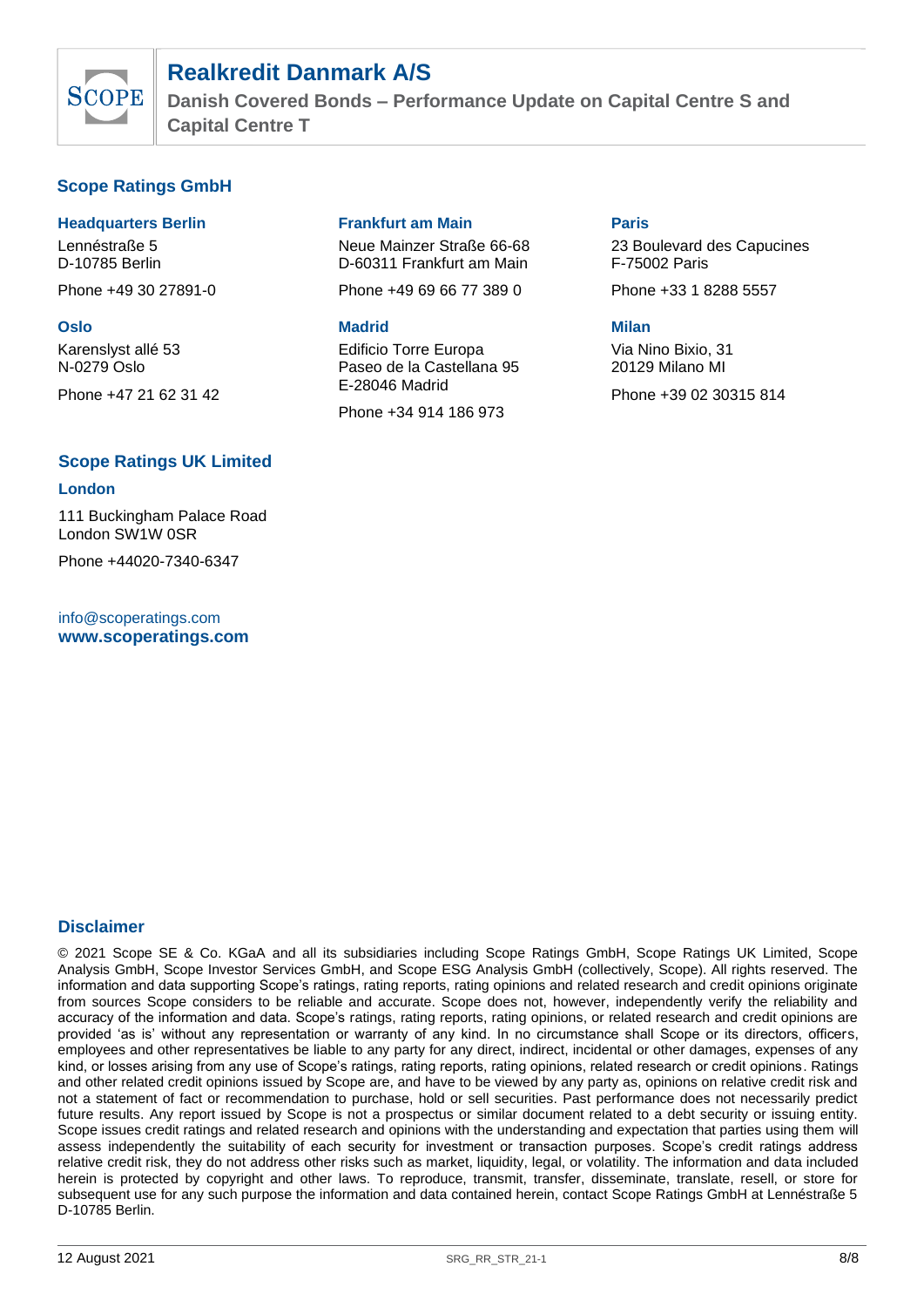## Scope Ratings GmbH

### Headquarters Berlin

Lennéstraße 5
D-10785 Berlin

Phone +49 30 27891-0

### Frankfurt am Main

Neue Mainzer Straße 66-68
D-60311 Frankfurt am Main

Phone +49 69 66 77 389 0

### Paris

23 Boulevard des Capucines
F-75002 Paris

Phone +33 1 8288 5557

### Oslo

Karenslyst allé 53
N-0279 Oslo

Phone +47 21 62 31 42

### Madrid

Edificio Torre Europa
Paseo de la Castellana 95
E-28046 Madrid

Phone +34 914 186 973

### Milan

Via Nino Bixio, 31
20129 Milano MI

Phone +39 02 30315 814

## Scope Ratings UK Limited

### London

111 Buckingham Palace Road
London SW1W 0SR

Phone +44020-7340-6347

info@scoperatings.com
**www.scoperatings.com**

## Disclaimer

© 2021 Scope SE & Co. KGaA and all its subsidiaries including Scope Ratings GmbH, Scope Ratings UK Limited, Scope Analysis GmbH, Scope Investor Services GmbH, and Scope ESG Analysis GmbH (collectively, Scope). All rights reserved. The information and data supporting Scope's ratings, rating reports, rating opinions and related research and credit opinions originate from sources Scope considers to be reliable and accurate. Scope does not, however, independently verify the reliability and accuracy of the information and data. Scope's ratings, rating reports, rating opinions, or related research and credit opinions are provided 'as is' without any representation or warranty of any kind. In no circumstance shall Scope or its directors, officers, employees and other representatives be liable to any party for any direct, indirect, incidental or other damages, expenses of any kind, or losses arising from any use of Scope's ratings, rating reports, rating opinions, related research or credit opinions. Ratings and other related credit opinions issued by Scope are, and have to be viewed by any party as, opinions on relative credit risk and not a statement of fact or recommendation to purchase, hold or sell securities. Past performance does not necessarily predict future results. Any report issued by Scope is not a prospectus or similar document related to a debt security or issuing entity. Scope issues credit ratings and related research and opinions with the understanding and expectation that parties using them will assess independently the suitability of each security for investment or transaction purposes. Scope's credit ratings address relative credit risk, they do not address other risks such as market, liquidity, legal, or volatility. The information and data included herein is protected by copyright and other laws. To reproduce, transmit, transfer, disseminate, translate, resell, or store for subsequent use for any such purpose the information and data contained herein, contact Scope Ratings GmbH at Lennéstraße 5 D-10785 Berlin.